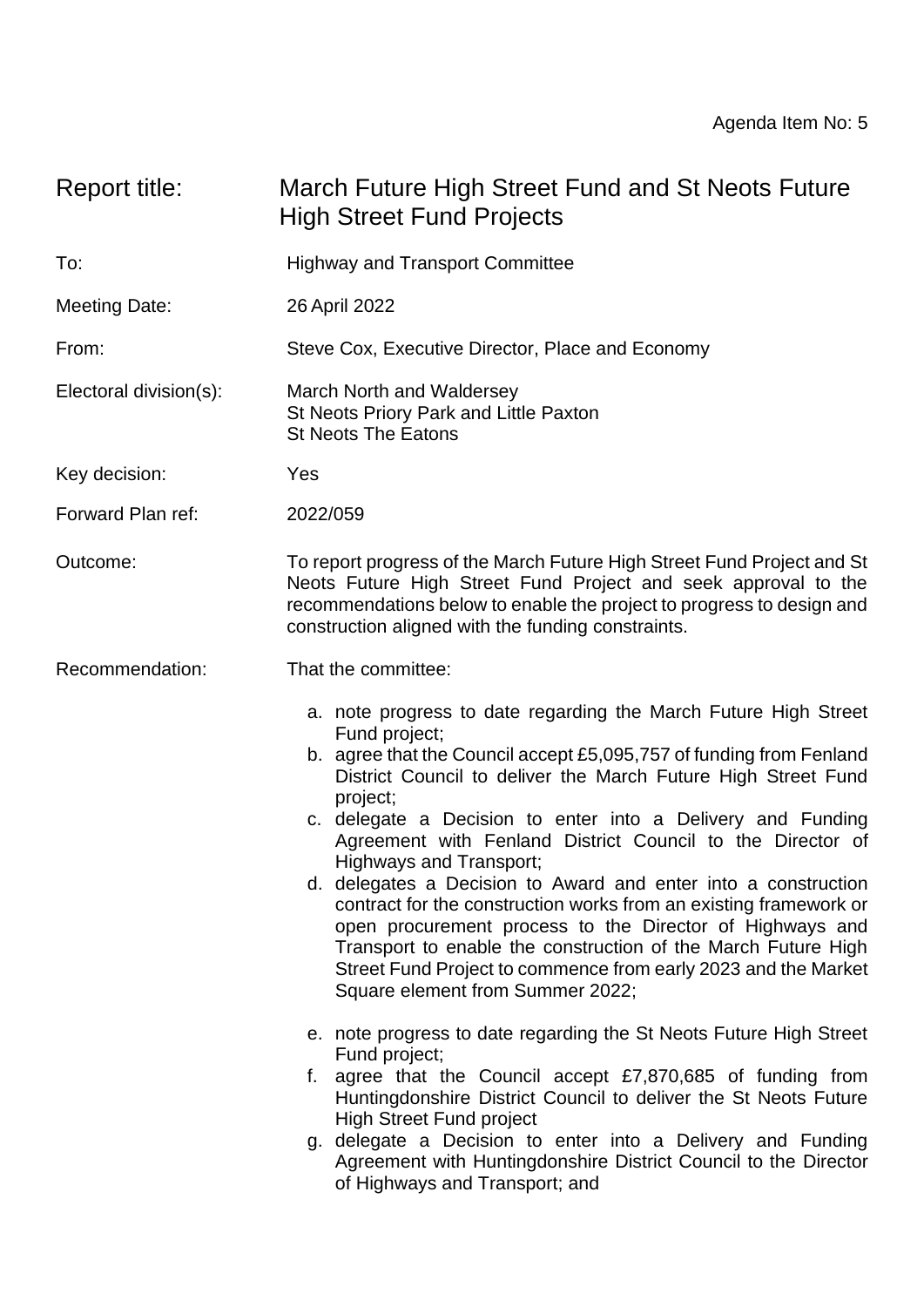Agenda Item No: 5

| | |
|---|---|
| Report title: | March Future High Street Fund and St Neots Future High Street Fund Projects |
| To: | Highway and Transport Committee |
| Meeting Date: | 26 April 2022 |
| From: | Steve Cox, Executive Director, Place and Economy |
| Electoral division(s): | March North and Waldersey<br>St Neots Priory Park and Little Paxton<br>St Neots The Eatons |
| Key decision: | Yes |
| Forward Plan ref: | 2022/059 |
| Outcome: | To report progress of the March Future High Street Fund Project and St Neots Future High Street Fund Project and seek approval to the recommendations below to enable the project to progress to design and construction aligned with the funding constraints. |
| Recommendation: | That the committee: |

a. note progress to date regarding the March Future High Street Fund project;
b. agree that the Council accept £5,095,757 of funding from Fenland District Council to deliver the March Future High Street Fund project;
c. delegate a Decision to enter into a Delivery and Funding Agreement with Fenland District Council to the Director of Highways and Transport;
d. delegates a Decision to Award and enter into a construction contract for the construction works from an existing framework or open procurement process to the Director of Highways and Transport to enable the construction of the March Future High Street Fund Project to commence from early 2023 and the Market Square element from Summer 2022;

e. note progress to date regarding the St Neots Future High Street Fund project;
f. agree that the Council accept £7,870,685 of funding from Huntingdonshire District Council to deliver the St Neots Future High Street Fund project
g. delegate a Decision to enter into a Delivery and Funding Agreement with Huntingdonshire District Council to the Director of Highways and Transport; and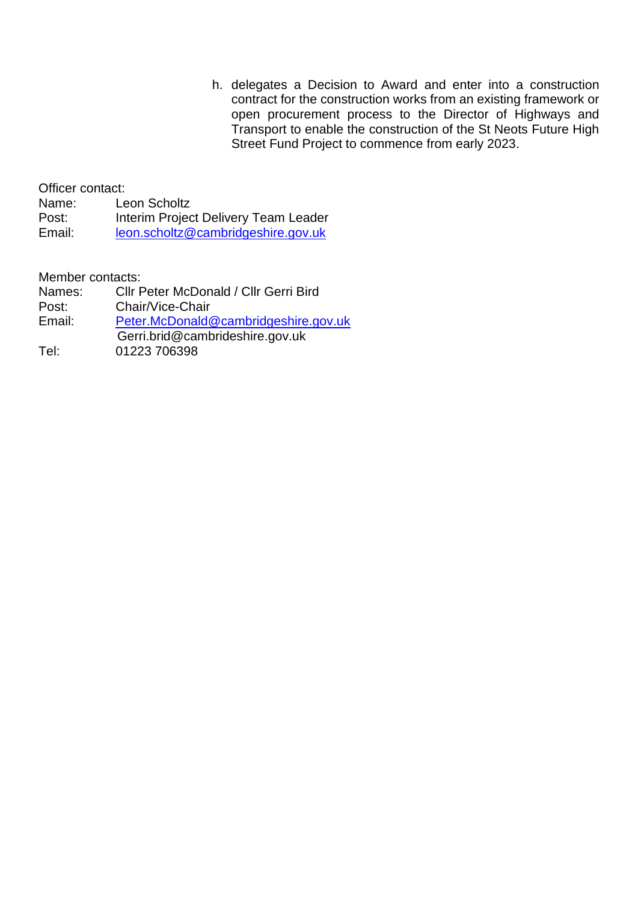h. delegates a Decision to Award and enter into a construction contract for the construction works from an existing framework or open procurement process to the Director of Highways and Transport to enable the construction of the St Neots Future High Street Fund Project to commence from early 2023.

Officer contact:
Name: Leon Scholtz
Post: Interim Project Delivery Team Leader
Email: leon.scholtz@cambridgeshire.gov.uk

Member contacts:
Names: Cllr Peter McDonald / Cllr Gerri Bird
Post: Chair/Vice-Chair
Email: Peter.McDonald@cambridgeshire.gov.uk
Gerri.brid@cambrideshire.gov.uk
Tel: 01223 706398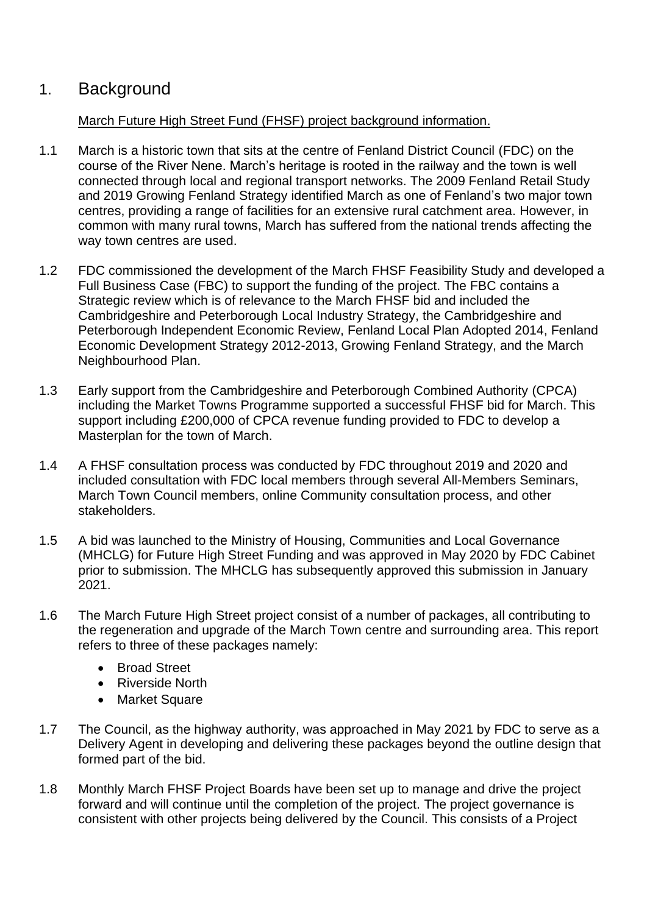# 1. Background

March Future High Street Fund (FHSF) project background information.

1.1 March is a historic town that sits at the centre of Fenland District Council (FDC) on the course of the River Nene. March's heritage is rooted in the railway and the town is well connected through local and regional transport networks. The 2009 Fenland Retail Study and 2019 Growing Fenland Strategy identified March as one of Fenland's two major town centres, providing a range of facilities for an extensive rural catchment area. However, in common with many rural towns, March has suffered from the national trends affecting the way town centres are used.

1.2 FDC commissioned the development of the March FHSF Feasibility Study and developed a Full Business Case (FBC) to support the funding of the project. The FBC contains a Strategic review which is of relevance to the March FHSF bid and included the Cambridgeshire and Peterborough Local Industry Strategy, the Cambridgeshire and Peterborough Independent Economic Review, Fenland Local Plan Adopted 2014, Fenland Economic Development Strategy 2012-2013, Growing Fenland Strategy, and the March Neighbourhood Plan.

1.3 Early support from the Cambridgeshire and Peterborough Combined Authority (CPCA) including the Market Towns Programme supported a successful FHSF bid for March. This support including £200,000 of CPCA revenue funding provided to FDC to develop a Masterplan for the town of March.

1.4 A FHSF consultation process was conducted by FDC throughout 2019 and 2020 and included consultation with FDC local members through several All-Members Seminars, March Town Council members, online Community consultation process, and other stakeholders.

1.5 A bid was launched to the Ministry of Housing, Communities and Local Governance (MHCLG) for Future High Street Funding and was approved in May 2020 by FDC Cabinet prior to submission. The MHCLG has subsequently approved this submission in January 2021.

1.6 The March Future High Street project consist of a number of packages, all contributing to the regeneration and upgrade of the March Town centre and surrounding area. This report refers to three of these packages namely:

- Broad Street
- Riverside North
- Market Square

1.7 The Council, as the highway authority, was approached in May 2021 by FDC to serve as a Delivery Agent in developing and delivering these packages beyond the outline design that formed part of the bid.

1.8 Monthly March FHSF Project Boards have been set up to manage and drive the project forward and will continue until the completion of the project. The project governance is consistent with other projects being delivered by the Council. This consists of a Project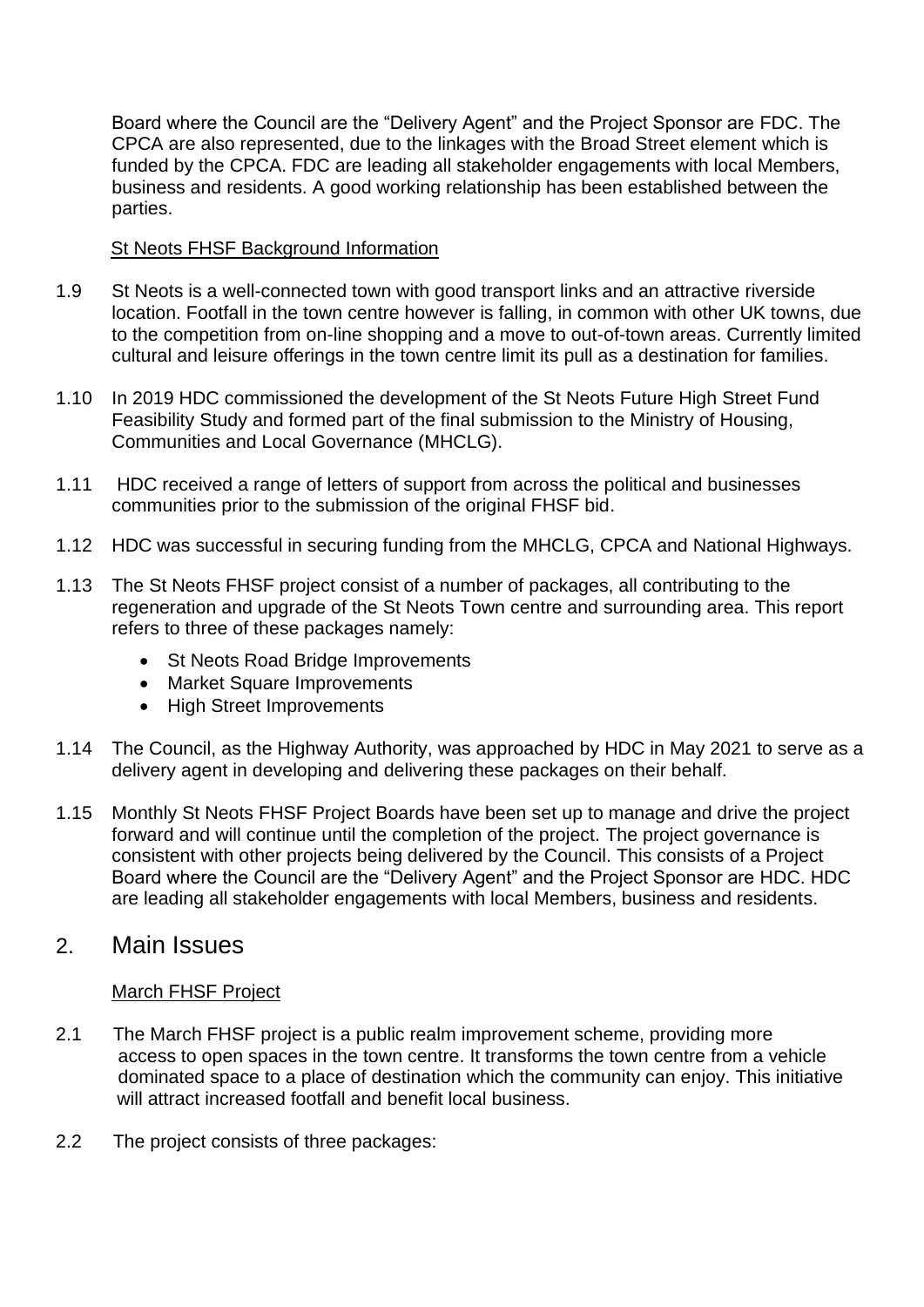Board where the Council are the "Delivery Agent" and the Project Sponsor are FDC. The CPCA are also represented, due to the linkages with the Broad Street element which is funded by the CPCA. FDC are leading all stakeholder engagements with local Members, business and residents. A good working relationship has been established between the parties.

St Neots FHSF Background Information

1.9 St Neots is a well-connected town with good transport links and an attractive riverside location. Footfall in the town centre however is falling, in common with other UK towns, due to the competition from on-line shopping and a move to out-of-town areas. Currently limited cultural and leisure offerings in the town centre limit its pull as a destination for families.

1.10 In 2019 HDC commissioned the development of the St Neots Future High Street Fund Feasibility Study and formed part of the final submission to the Ministry of Housing, Communities and Local Governance (MHCLG).

1.11 HDC received a range of letters of support from across the political and businesses communities prior to the submission of the original FHSF bid.

1.12 HDC was successful in securing funding from the MHCLG, CPCA and National Highways.

1.13 The St Neots FHSF project consist of a number of packages, all contributing to the regeneration and upgrade of the St Neots Town centre and surrounding area. This report refers to three of these packages namely:

- St Neots Road Bridge Improvements
- Market Square Improvements
- High Street Improvements

1.14 The Council, as the Highway Authority, was approached by HDC in May 2021 to serve as a delivery agent in developing and delivering these packages on their behalf.

1.15 Monthly St Neots FHSF Project Boards have been set up to manage and drive the project forward and will continue until the completion of the project. The project governance is consistent with other projects being delivered by the Council. This consists of a Project Board where the Council are the "Delivery Agent" and the Project Sponsor are HDC. HDC are leading all stakeholder engagements with local Members, business and residents.

## 2. Main Issues

March FHSF Project

2.1 The March FHSF project is a public realm improvement scheme, providing more access to open spaces in the town centre. It transforms the town centre from a vehicle dominated space to a place of destination which the community can enjoy. This initiative will attract increased footfall and benefit local business.

2.2 The project consists of three packages: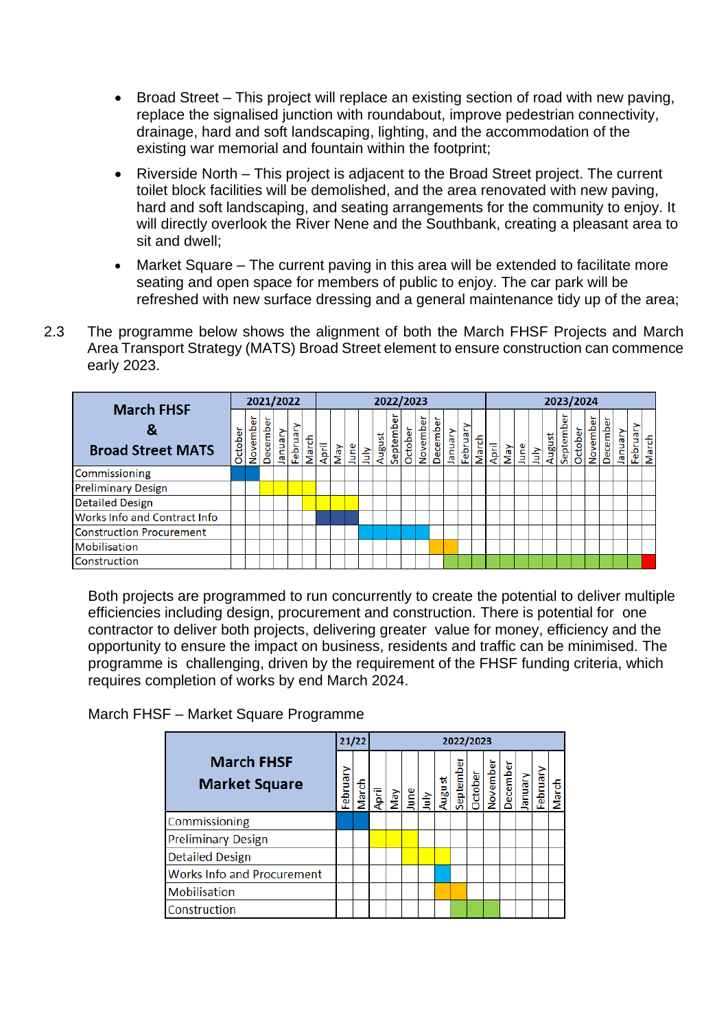- Broad Street – This project will replace an existing section of road with new paving, replace the signalised junction with roundabout, improve pedestrian connectivity, drainage, hard and soft landscaping, lighting, and the accommodation of the existing war memorial and fountain within the footprint;
- Riverside North – This project is adjacent to the Broad Street project. The current toilet block facilities will be demolished, and the area renovated with new paving, hard and soft landscaping, and seating arrangements for the community to enjoy. It will directly overlook the River Nene and the Southbank, creating a pleasant area to sit and dwell;
- Market Square – The current paving in this area will be extended to facilitate more seating and open space for members of public to enjoy. The car park will be refreshed with new surface dressing and a general maintenance tidy up of the area;

2.3 The programme below shows the alignment of both the March FHSF Projects and March Area Transport Strategy (MATS) Broad Street element to ensure construction can commence early 2023.

| **March FHSF & Broad Street MATS** | 2021/2022 | | | | | | 2022/2023 | | | | | | | | | | | | 2023/2024 | | | | | | | | | | | |
|---|---|---|---|---|---|---|---|---|---|---|---|---|---|---|---|---|---|---|---|---|---|---|---|---|---|---|---|---|---|---|
| | October | November | December | January | February | March | April | May | June | July | August | September | October | November | December | January | February | March | April | May | June | July | August | September | October | November | December | January | February | March |
| Commissioning | ■ | ■ | | | | | | | | | | | | | | | | | | | | | | | | | | | | |
| Preliminary Design | | | ■ | ■ | ■ | | | | | | | | | | | | | | | | | | | | | | | | | |
| Detailed Design | | | | | | ■ | ■ | ■ | ■ | | | | | | | | | | | | | | | | | | | | | |
| Works Info and Contract Info | | | | | | | ■ | ■ | ■ | | | | | | | | | | | | | | | | | | | | | |
| Construction Procurement | | | | | | | | | | ■ | ■ | ■ | ■ | ■ | | | | | | | | | | | | | | | | |
| Mobilisation | | | | | | | | | | | | | | | ■ | ■ | | | | | | | | | | | | | | |
| Construction | | | | | | | | | | | | | | | | ■ | ■ | ■ | ■ | ■ | ■ | ■ | ■ | ■ | ■ | ■ | ■ | ■ | ■ | ■ |

Both projects are programmed to run concurrently to create the potential to deliver multiple efficiencies including design, procurement and construction. There is potential for one contractor to deliver both projects, delivering greater value for money, efficiency and the opportunity to ensure the impact on business, residents and traffic can be minimised. The programme is challenging, driven by the requirement of the FHSF funding criteria, which requires completion of works by end March 2024.

March FHSF – Market Square Programme

| **March FHSF Market Square** | 21/22 | | 2022/2023 | | | | | | | | | | | |
|---|---|---|---|---|---|---|---|---|---|---|---|---|---|---|
| | February | March | April | May | June | July | August | September | October | November | December | January | February | March |
| Commissioning | ■ | ■ | | | | | | | | | | | | |
| Preliminary Design | | | ■ | ■ | ■ | | | | | | | | | |
| Detailed Design | | | | | ■ | ■ | ■ | | | | | | | |
| Works Info and Procurement | | | | | | | ■ | | | | | | | |
| Mobilisation | | | | | | | ■ | ■ | | | | | | |
| Construction | | | | | | | | ■ | ■ | ■ | | | | |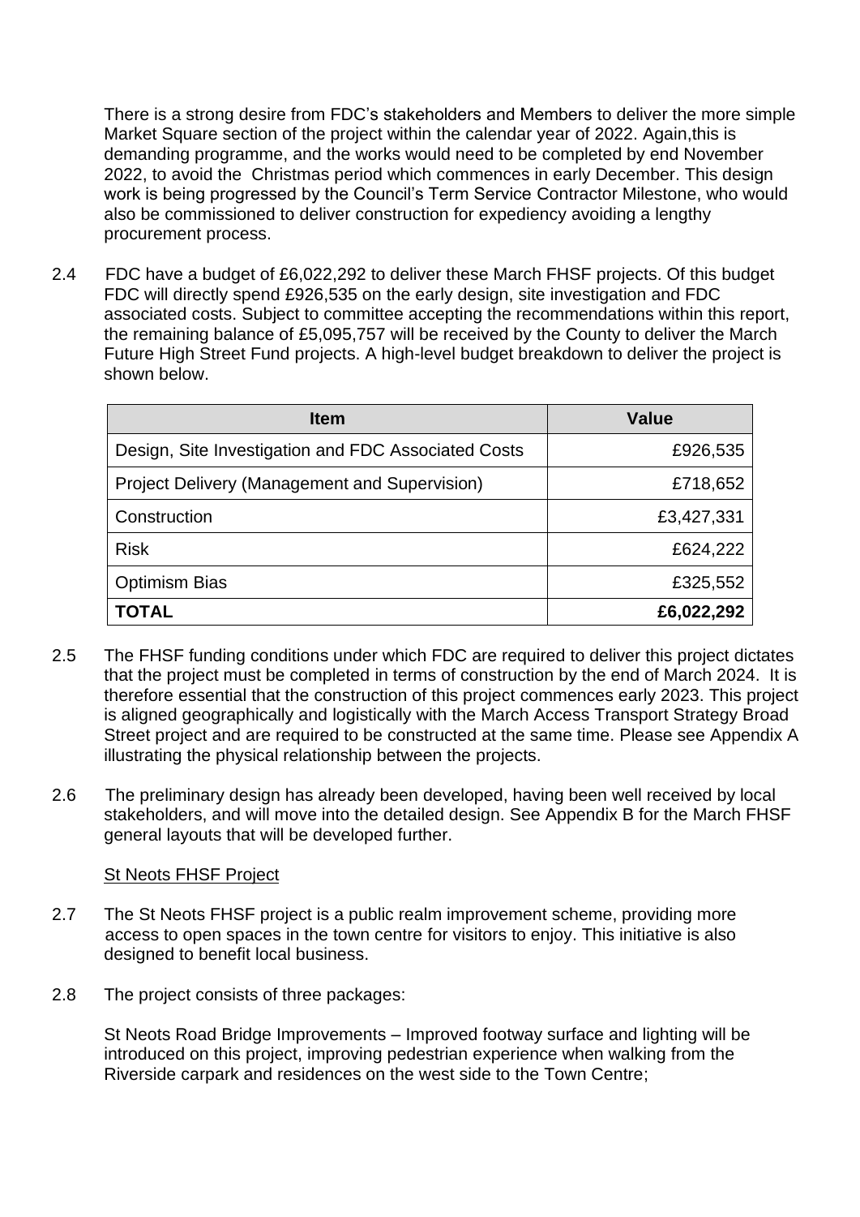There is a strong desire from FDC's stakeholders and Members to deliver the more simple Market Square section of the project within the calendar year of 2022. Again,this is demanding programme, and the works would need to be completed by end November 2022, to avoid the Christmas period which commences in early December. This design work is being progressed by the Council's Term Service Contractor Milestone, who would also be commissioned to deliver construction for expediency avoiding a lengthy procurement process.

2.4 FDC have a budget of £6,022,292 to deliver these March FHSF projects. Of this budget FDC will directly spend £926,535 on the early design, site investigation and FDC associated costs. Subject to committee accepting the recommendations within this report, the remaining balance of £5,095,757 will be received by the County to deliver the March Future High Street Fund projects. A high-level budget breakdown to deliver the project is shown below.

| Item | Value |
| --- | ---: |
| Design, Site Investigation and FDC Associated Costs | £926,535 |
| Project Delivery (Management and Supervision) | £718,652 |
| Construction | £3,427,331 |
| Risk | £624,222 |
| Optimism Bias | £325,552 |
| **TOTAL** | **£6,022,292** |

2.5 The FHSF funding conditions under which FDC are required to deliver this project dictates that the project must be completed in terms of construction by the end of March 2024. It is therefore essential that the construction of this project commences early 2023. This project is aligned geographically and logistically with the March Access Transport Strategy Broad Street project and are required to be constructed at the same time. Please see Appendix A illustrating the physical relationship between the projects.

2.6 The preliminary design has already been developed, having been well received by local stakeholders, and will move into the detailed design. See Appendix B for the March FHSF general layouts that will be developed further.

St Neots FHSF Project

2.7 The St Neots FHSF project is a public realm improvement scheme, providing more access to open spaces in the town centre for visitors to enjoy. This initiative is also designed to benefit local business.

2.8 The project consists of three packages:

St Neots Road Bridge Improvements – Improved footway surface and lighting will be introduced on this project, improving pedestrian experience when walking from the Riverside carpark and residences on the west side to the Town Centre;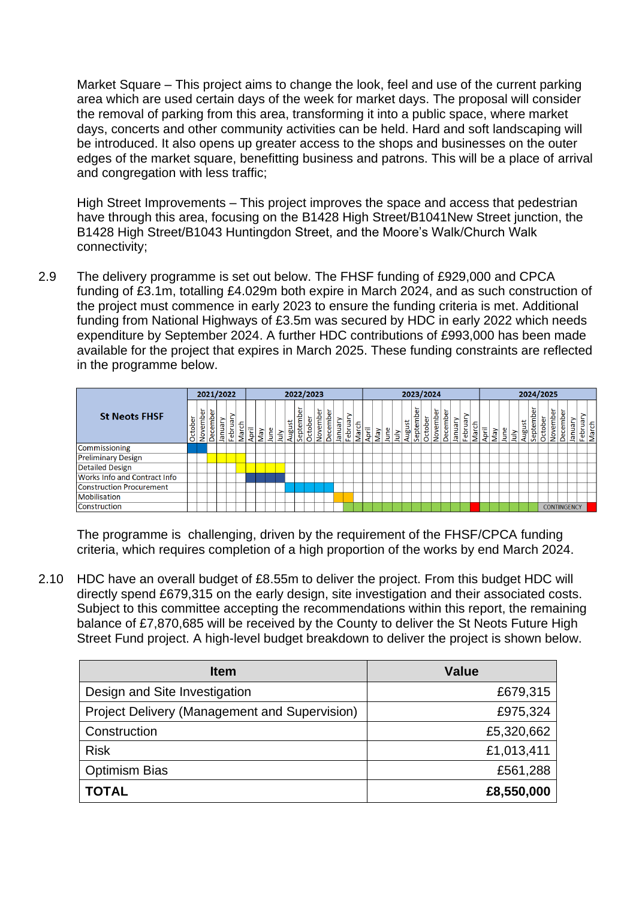Market Square – This project aims to change the look, feel and use of the current parking area which are used certain days of the week for market days. The proposal will consider the removal of parking from this area, transforming it into a public space, where market days, concerts and other community activities can be held. Hard and soft landscaping will be introduced. It also opens up greater access to the shops and businesses on the outer edges of the market square, benefitting business and patrons. This will be a place of arrival and congregation with less traffic;

High Street Improvements – This project improves the space and access that pedestrian have through this area, focusing on the B1428 High Street/B1041New Street junction, the B1428 High Street/B1043 Huntingdon Street, and the Moore's Walk/Church Walk connectivity;

2.9 The delivery programme is set out below. The FHSF funding of £929,000 and CPCA funding of £3.1m, totalling £4.029m both expire in March 2024, and as such construction of the project must commence in early 2023 to ensure the funding criteria is met. Additional funding from National Highways of £3.5m was secured by HDC in early 2022 which needs expenditure by September 2024. A further HDC contributions of £993,000 has been made available for the project that expires in March 2025. These funding constraints are reflected in the programme below.

| St Neots FHSF | 2021/2022 | | | | | | 2022/2023 | | | | | | | | | | | | 2023/2024 | | | | | | | | | | | | 2024/2025 | | | | | | | | | | | |
|---|---|---|---|---|---|---|---|---|---|---|---|---|---|---|---|---|---|---|---|---|---|---|---|---|---|---|---|---|---|---|---|---|---|---|---|---|---|---|---|---|---|---|
| | October | November | December | January | February | March | April | May | June | July | August | September | October | November | December | January | February | March | April | May | June | July | August | September | October | November | December | January | February | March | April | May | June | July | August | September | October | November | December | January | February | March |
| Commissioning | ■ | ■ | | | | | | | | | | | | | | | | | | | | | | | | | | | | | | | | | | | | | | | | |
| Preliminary Design | | | ■ | ■ | ■ | ■ | | | | | | | | | | | | | | | | | | | | | | | | | | | | | | | | | | | | |
| Detailed Design | | | | | | ■ | ■ | ■ | ■ | ■ | | | | | | | | | | | | | | | | | | | | | | | | | | | | | | | | |
| Works Info and Contract Info | | | | | | | ■ | ■ | ■ | ■ | | | | | | | | | | | | | | | | | | | | | | | | | | | | | | | | |
| Construction Procurement | | | | | | | | | | | ■ | ■ | ■ | ■ | ■ | | | | | | | | | | | | | | | | | | | | | | | | | | | |
| Mobilisation | | | | | | | | | | | | | | | | ■ | ■ | | | | | | | | | | | | | | | | | | | | | | | | | |
| Construction | | | | | | | | | | | | | | | | | ■ | ■ | ■ | ■ | ■ | ■ | ■ | ■ | ■ | ■ | ■ | ■ | ■ | ■ | ■ | ■ | ■ | ■ | ■ | ■ | CONTINGENCY | | | | | ■ |

The programme is challenging, driven by the requirement of the FHSF/CPCA funding criteria, which requires completion of a high proportion of the works by end March 2024.

2.10 HDC have an overall budget of £8.55m to deliver the project. From this budget HDC will directly spend £679,315 on the early design, site investigation and their associated costs. Subject to this committee accepting the recommendations within this report, the remaining balance of £7,870,685 will be received by the County to deliver the St Neots Future High Street Fund project. A high-level budget breakdown to deliver the project is shown below.

| Item | Value |
|---|---:|
| Design and Site Investigation | £679,315 |
| Project Delivery (Management and Supervision) | £975,324 |
| Construction | £5,320,662 |
| Risk | £1,013,411 |
| Optimism Bias | £561,288 |
| **TOTAL** | **£8,550,000** |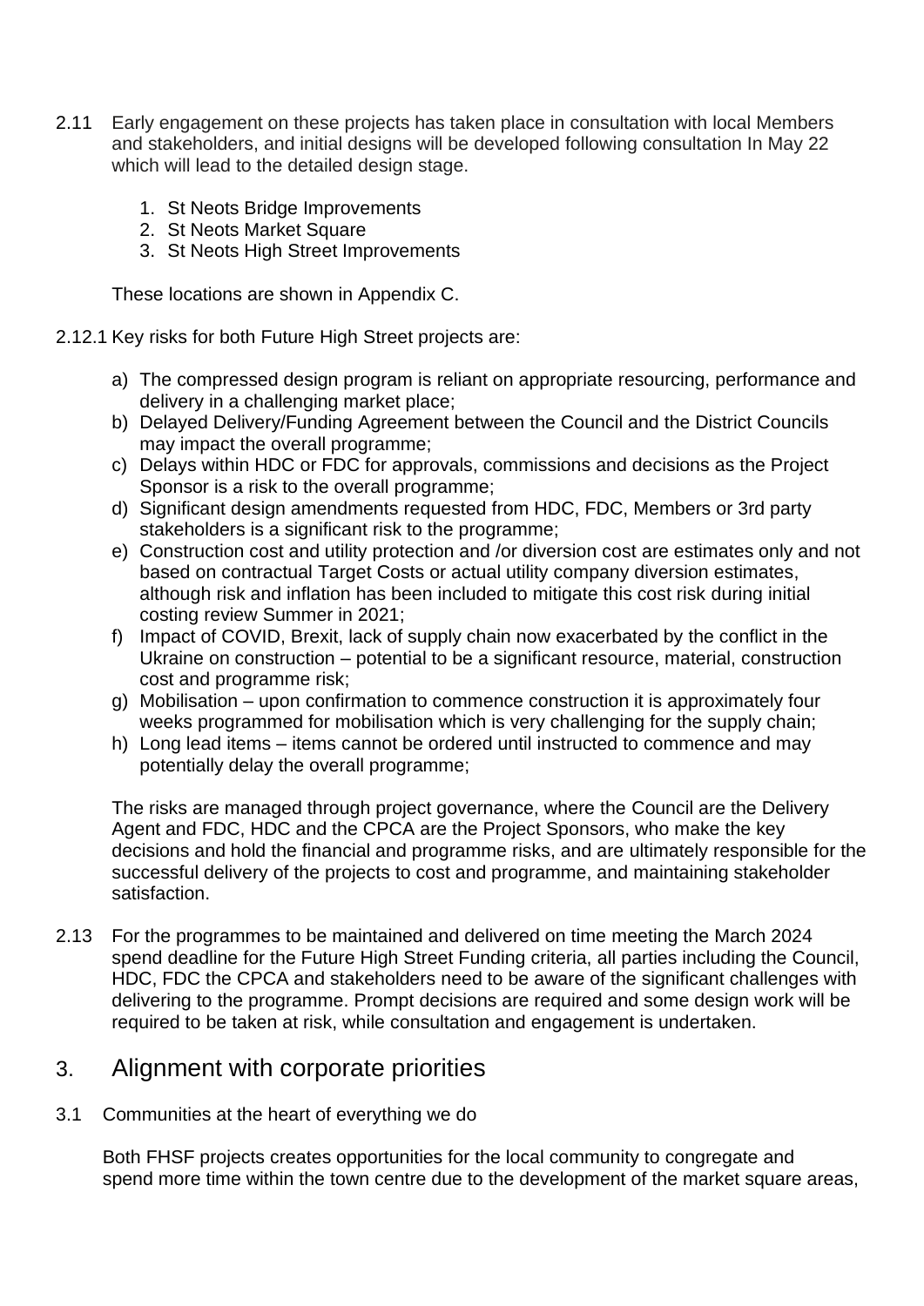2.11 Early engagement on these projects has taken place in consultation with local Members and stakeholders, and initial designs will be developed following consultation In May 22 which will lead to the detailed design stage.

1. St Neots Bridge Improvements
2. St Neots Market Square
3. St Neots High Street Improvements

These locations are shown in Appendix C.

2.12.1 Key risks for both Future High Street projects are:

a) The compressed design program is reliant on appropriate resourcing, performance and delivery in a challenging market place;
b) Delayed Delivery/Funding Agreement between the Council and the District Councils may impact the overall programme;
c) Delays within HDC or FDC for approvals, commissions and decisions as the Project Sponsor is a risk to the overall programme;
d) Significant design amendments requested from HDC, FDC, Members or 3rd party stakeholders is a significant risk to the programme;
e) Construction cost and utility protection and /or diversion cost are estimates only and not based on contractual Target Costs or actual utility company diversion estimates, although risk and inflation has been included to mitigate this cost risk during initial costing review Summer in 2021;
f) Impact of COVID, Brexit, lack of supply chain now exacerbated by the conflict in the Ukraine on construction – potential to be a significant resource, material, construction cost and programme risk;
g) Mobilisation – upon confirmation to commence construction it is approximately four weeks programmed for mobilisation which is very challenging for the supply chain;
h) Long lead items – items cannot be ordered until instructed to commence and may potentially delay the overall programme;

The risks are managed through project governance, where the Council are the Delivery Agent and FDC, HDC and the CPCA are the Project Sponsors, who make the key decisions and hold the financial and programme risks, and are ultimately responsible for the successful delivery of the projects to cost and programme, and maintaining stakeholder satisfaction.

2.13 For the programmes to be maintained and delivered on time meeting the March 2024 spend deadline for the Future High Street Funding criteria, all parties including the Council, HDC, FDC the CPCA and stakeholders need to be aware of the significant challenges with delivering to the programme. Prompt decisions are required and some design work will be required to be taken at risk, while consultation and engagement is undertaken.

## 3. Alignment with corporate priorities

3.1 Communities at the heart of everything we do

Both FHSF projects creates opportunities for the local community to congregate and spend more time within the town centre due to the development of the market square areas,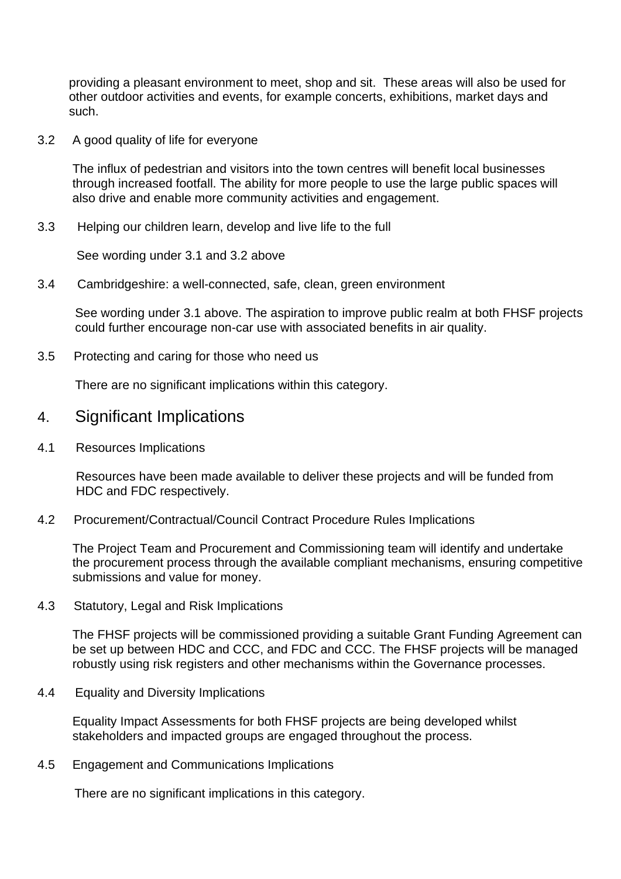providing a pleasant environment to meet, shop and sit. These areas will also be used for other outdoor activities and events, for example concerts, exhibitions, market days and such.

3.2 A good quality of life for everyone

The influx of pedestrian and visitors into the town centres will benefit local businesses through increased footfall. The ability for more people to use the large public spaces will also drive and enable more community activities and engagement.

3.3 Helping our children learn, develop and live life to the full

See wording under 3.1 and 3.2 above

3.4 Cambridgeshire: a well-connected, safe, clean, green environment

See wording under 3.1 above. The aspiration to improve public realm at both FHSF projects could further encourage non-car use with associated benefits in air quality.

3.5 Protecting and caring for those who need us

There are no significant implications within this category.

## 4. Significant Implications

4.1 Resources Implications

Resources have been made available to deliver these projects and will be funded from HDC and FDC respectively.

4.2 Procurement/Contractual/Council Contract Procedure Rules Implications

The Project Team and Procurement and Commissioning team will identify and undertake the procurement process through the available compliant mechanisms, ensuring competitive submissions and value for money.

4.3 Statutory, Legal and Risk Implications

The FHSF projects will be commissioned providing a suitable Grant Funding Agreement can be set up between HDC and CCC, and FDC and CCC. The FHSF projects will be managed robustly using risk registers and other mechanisms within the Governance processes.

4.4 Equality and Diversity Implications

Equality Impact Assessments for both FHSF projects are being developed whilst stakeholders and impacted groups are engaged throughout the process.

4.5 Engagement and Communications Implications

There are no significant implications in this category.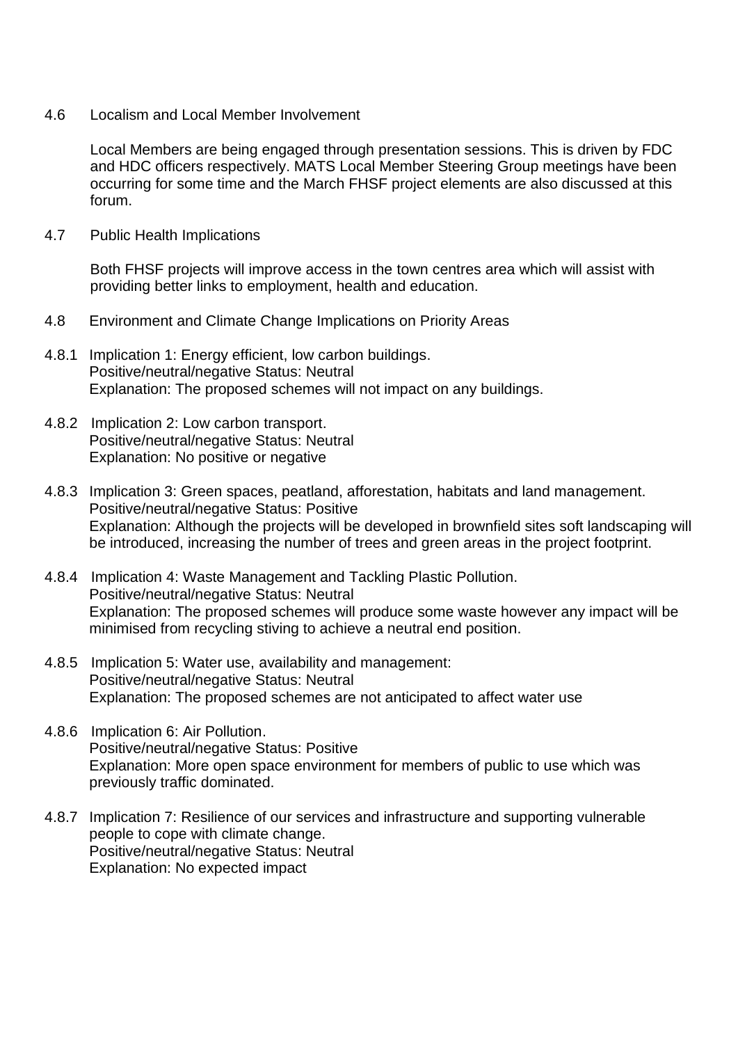## 4.6 Localism and Local Member Involvement

Local Members are being engaged through presentation sessions. This is driven by FDC and HDC officers respectively. MATS Local Member Steering Group meetings have been occurring for some time and the March FHSF project elements are also discussed at this forum.

## 4.7 Public Health Implications

Both FHSF projects will improve access in the town centres area which will assist with providing better links to employment, health and education.

## 4.8 Environment and Climate Change Implications on Priority Areas

4.8.1 Implication 1: Energy efficient, low carbon buildings.
Positive/neutral/negative Status: Neutral
Explanation: The proposed schemes will not impact on any buildings.

4.8.2 Implication 2: Low carbon transport.
Positive/neutral/negative Status: Neutral
Explanation: No positive or negative

4.8.3 Implication 3: Green spaces, peatland, afforestation, habitats and land management.
Positive/neutral/negative Status: Positive
Explanation: Although the projects will be developed in brownfield sites soft landscaping will be introduced, increasing the number of trees and green areas in the project footprint.

4.8.4 Implication 4: Waste Management and Tackling Plastic Pollution.
Positive/neutral/negative Status: Neutral
Explanation: The proposed schemes will produce some waste however any impact will be minimised from recycling stiving to achieve a neutral end position.

4.8.5 Implication 5: Water use, availability and management:
Positive/neutral/negative Status: Neutral
Explanation: The proposed schemes are not anticipated to affect water use

4.8.6 Implication 6: Air Pollution.
Positive/neutral/negative Status: Positive
Explanation: More open space environment for members of public to use which was previously traffic dominated.

4.8.7 Implication 7: Resilience of our services and infrastructure and supporting vulnerable people to cope with climate change.
Positive/neutral/negative Status: Neutral
Explanation: No expected impact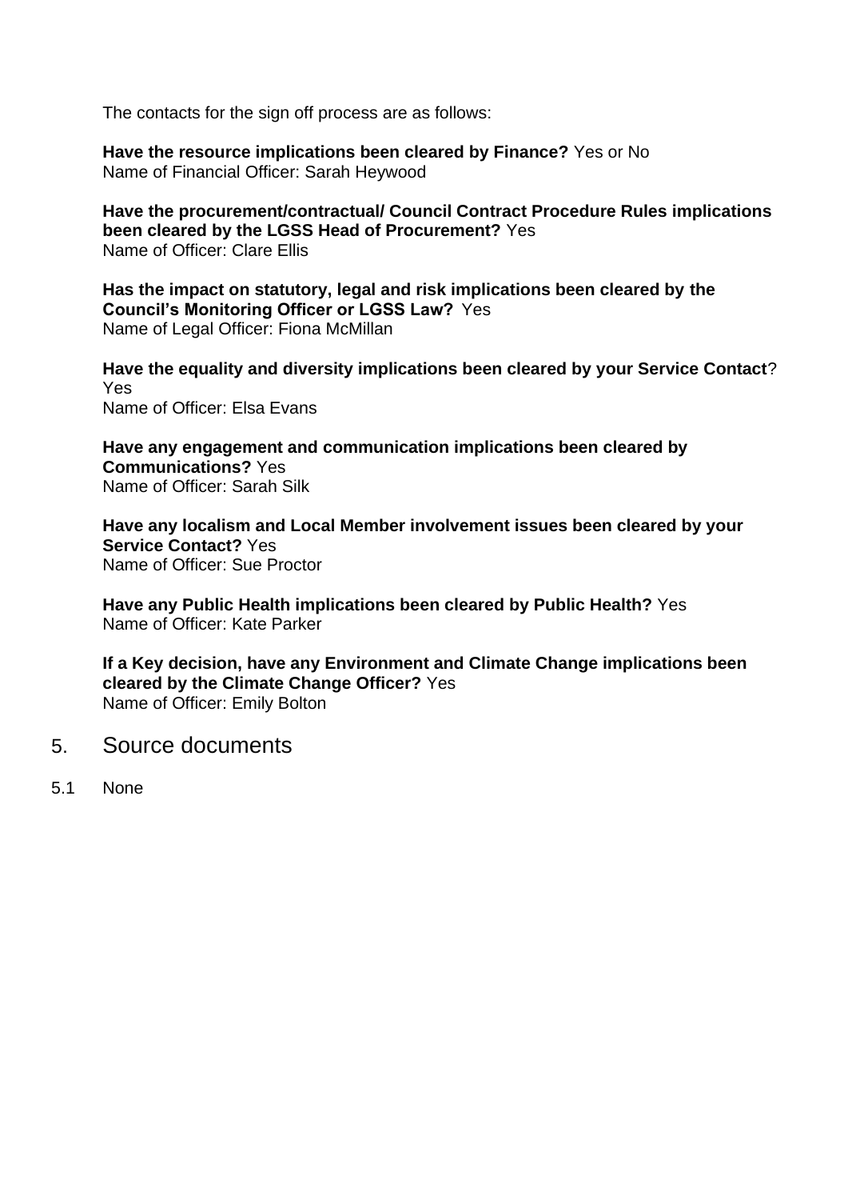The contacts for the sign off process are as follows:

**Have the resource implications been cleared by Finance?** Yes or No
Name of Financial Officer: Sarah Heywood

**Have the procurement/contractual/ Council Contract Procedure Rules implications been cleared by the LGSS Head of Procurement?** Yes
Name of Officer: Clare Ellis

**Has the impact on statutory, legal and risk implications been cleared by the Council's Monitoring Officer or LGSS Law?** Yes
Name of Legal Officer: Fiona McMillan

**Have the equality and diversity implications been cleared by your Service Contact**? Yes
Name of Officer: Elsa Evans

**Have any engagement and communication implications been cleared by Communications?** Yes
Name of Officer: Sarah Silk

**Have any localism and Local Member involvement issues been cleared by your Service Contact?** Yes
Name of Officer: Sue Proctor

**Have any Public Health implications been cleared by Public Health?** Yes
Name of Officer: Kate Parker

**If a Key decision, have any Environment and Climate Change implications been cleared by the Climate Change Officer?** Yes
Name of Officer: Emily Bolton

## 5. Source documents

5.1 None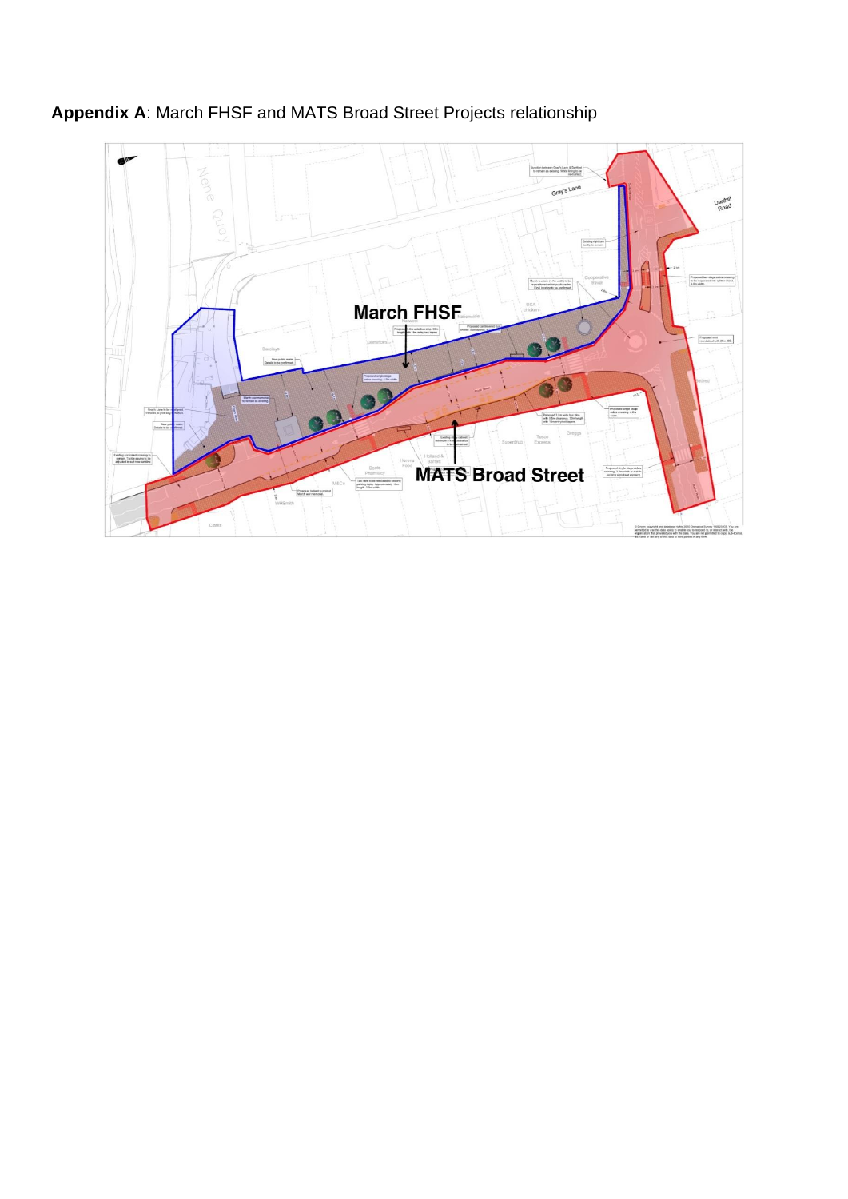**Appendix A**: March FHSF and MATS Broad Street Projects relationship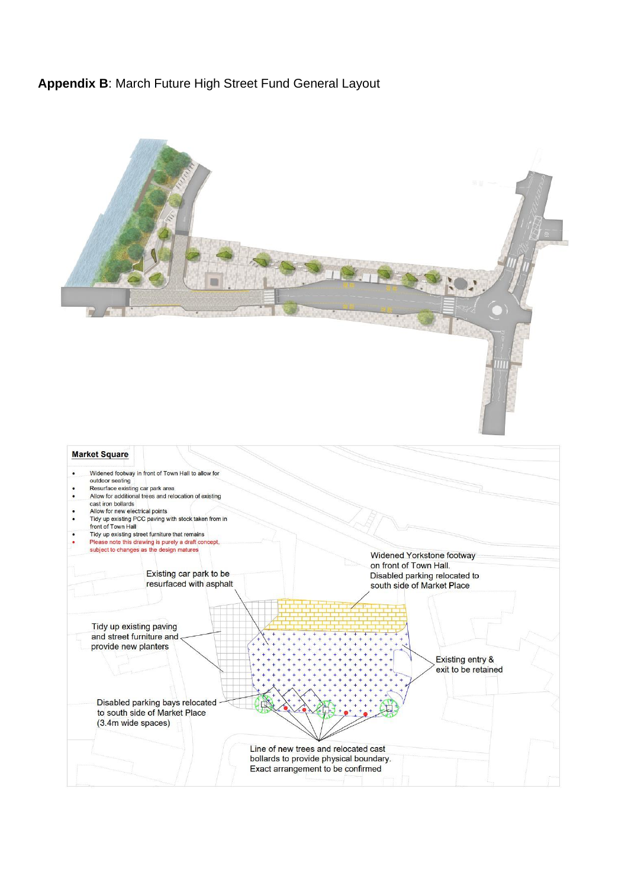**Appendix B**: March Future High Street Fund General Layout

**Market Square**

- Widened footway in front of Town Hall to allow for outdoor seating
- Resurface existing car park area
- Allow for additional trees and relocation of existing cast iron bollards
- Allow for new electrical points
- Tidy up existing PCC paving with stock taken from in front of Town Hall
- Tidy up existing street furniture that remains
- Please note this drawing is purely a draft concept, subject to changes as the design matures

Widened Yorkstone footway on front of Town Hall. Disabled parking relocated to south side of Market Place

Existing car park to be resurfaced with asphalt

Tidy up existing paving and street furniture and provide new planters

Existing entry & exit to be retained

Disabled parking bays relocated to south side of Market Place (3.4m wide spaces)

Line of new trees and relocated cast bollards to provide physical boundary. Exact arrangement to be confirmed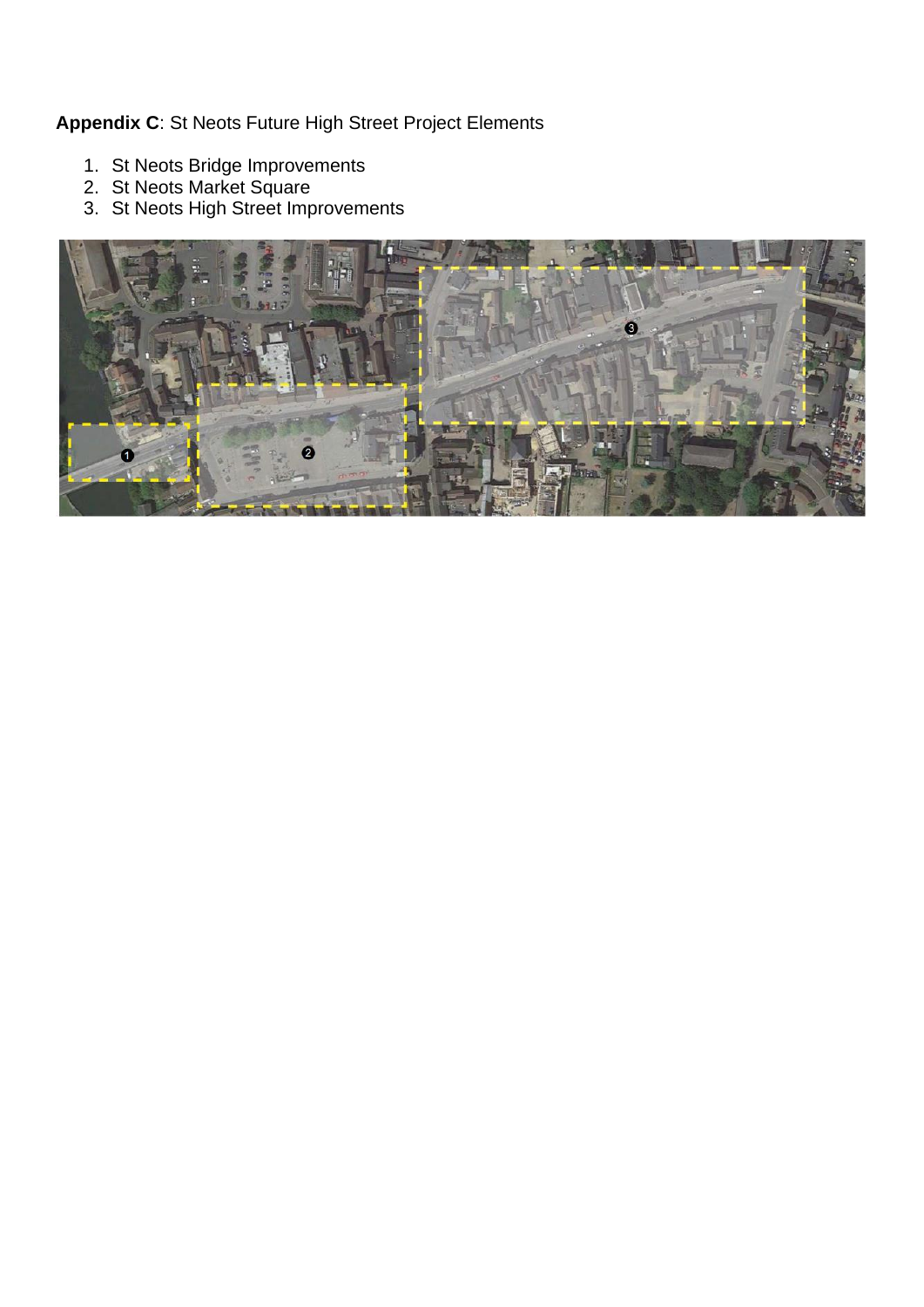**Appendix C**: St Neots Future High Street Project Elements

1. St Neots Bridge Improvements
2. St Neots Market Square
3. St Neots High Street Improvements